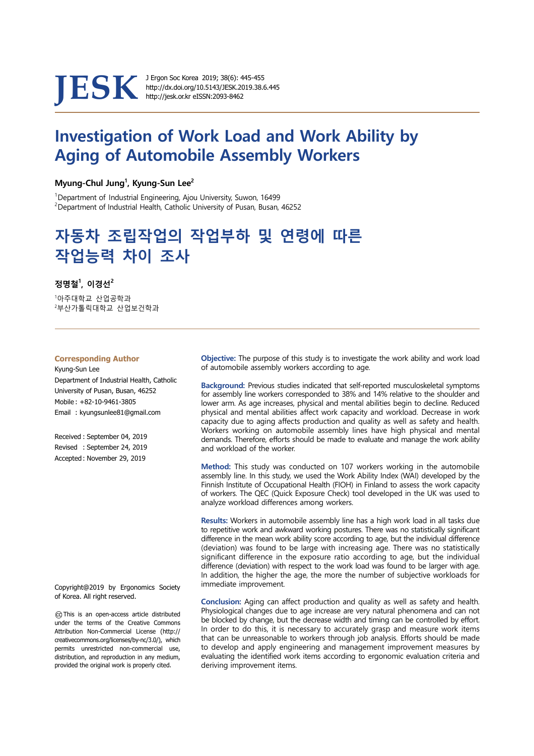# Investigation of Work Load and Work Ability by Aging of Automobile Assembly Workers

**Myung-Chul Jung[1], Kyung-Sun Lee[2]**

[1]Department of Industrial Engineering, Ajou University, Suwon, 16499
[2]Department of Industrial Health, Catholic University of Pusan, Busan, 46252

# 자동차 조립작업의 작업부하 및 연령에 따른 작업능력 차이 조사

**정명철[1], 이경선[2]**

[1]아주대학교 산업공학과
[2]부산가톨릭대학교 산업보건학과

**Corresponding Author**
Kyung-Sun Lee
Department of Industrial Health, Catholic University of Pusan, Busan, 46252
Mobile : +82-10-9461-3805
Email : kyungsunlee81@gmail.com

Received : September 04, 2019
Revised : September 24, 2019
Accepted : November 29, 2019

**Objective:** The purpose of this study is to investigate the work ability and work load of automobile assembly workers according to age.

**Background:** Previous studies indicated that self-reported musculoskeletal symptoms for assembly line workers corresponded to 38% and 14% relative to the shoulder and lower arm. As age increases, physical and mental abilities begin to decline. Reduced physical and mental abilities affect work capacity and workload. Decrease in work capacity due to aging affects production and quality as well as safety and health. Workers working on automobile assembly lines have high physical and mental demands. Therefore, efforts should be made to evaluate and manage the work ability and workload of the worker.

**Method:** This study was conducted on 107 workers working in the automobile assembly line. In this study, we used the Work Ability Index (WAI) developed by the Finnish Institute of Occupational Health (FIOH) in Finland to assess the work capacity of workers. The QEC (Quick Exposure Check) tool developed in the UK was used to analyze workload differences among workers.

**Results:** Workers in automobile assembly line has a high work load in all tasks due to repetitive work and awkward working postures. There was no statistically significant difference in the mean work ability score according to age, but the individual difference (deviation) was found to be large with increasing age. There was no statistically significant difference in the exposure ratio according to age, but the individual difference (deviation) with respect to the work load was found to be larger with age. In addition, the higher the age, the more the number of subjective workloads for immediate improvement.

**Conclusion:** Aging can affect production and quality as well as safety and health. Physiological changes due to age increase are very natural phenomena and can not be blocked by change, but the decrease width and timing can be controlled by effort. In order to do this, it is necessary to accurately grasp and measure work items that can be unreasonable to workers through job analysis. Efforts should be made to develop and apply engineering and management improvement measures by evaluating the identified work items according to ergonomic evaluation criteria and deriving improvement items.

Copyright@2019 by Ergonomics Society of Korea. All right reserved.

ⓒ This is an open-access article distributed under the terms of the Creative Commons Attribution Non-Commercial License (http://creativecommons.org/licenses/by-nc/3.0/), which permits unrestricted non-commercial use, distribution, and reproduction in any medium, provided the original work is properly cited.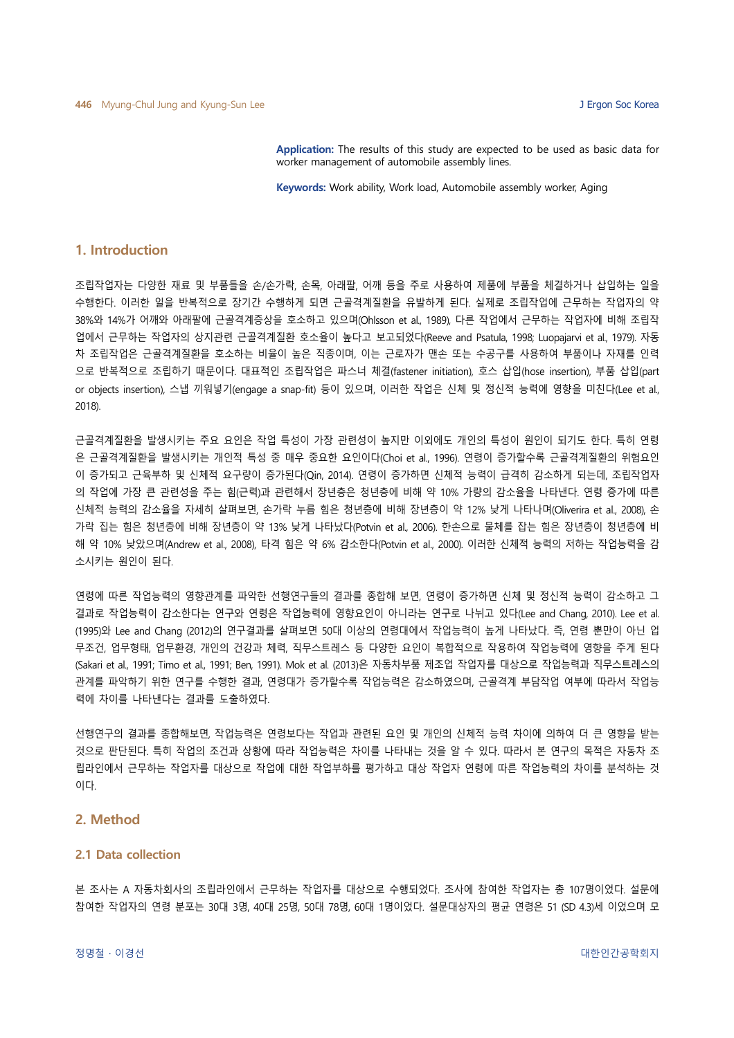**Application:** The results of this study are expected to be used as basic data for worker management of automobile assembly lines.

**Keywords:** Work ability, Work load, Automobile assembly worker, Aging

## 1. Introduction

조립작업자는 다양한 재료 및 부품들을 손/손가락, 손목, 아래팔, 어깨 등을 주로 사용하여 제품에 부품을 체결하거나 삽입하는 일을 수행한다. 이러한 일을 반복적으로 장기간 수행하게 되면 근골격계질환을 유발하게 된다. 실제로 조립작업에 근무하는 작업자의 약 38%와 14%가 어깨와 아래팔에 근골격계증상을 호소하고 있으며(Ohlsson et al., 1989), 다른 작업에서 근무하는 작업자에 비해 조립작업에서 근무하는 작업자의 상지관련 근골격계질환 호소율이 높다고 보고되었다(Reeve and Psatula, 1998; Luopajarvi et al., 1979). 자동차 조립작업은 근골격계질환을 호소하는 비율이 높은 직종이며, 이는 근로자가 맨손 또는 수공구를 사용하여 부품이나 자재를 인력으로 반복적으로 조립하기 때문이다. 대표적인 조립작업은 파스너 체결(fastener initiation), 호스 삽입(hose insertion), 부품 삽입(part or objects insertion), 스냅 끼워넣기(engage a snap-fit) 등이 있으며, 이러한 작업은 신체 및 정신적 능력에 영향을 미친다(Lee et al., 2018).

근골격계질환을 발생시키는 주요 요인은 작업 특성이 가장 관련성이 높지만 이외에도 개인의 특성이 원인이 되기도 한다. 특히 연령은 근골격계질환을 발생시키는 개인적 특성 중 매우 중요한 요인이다(Choi et al., 1996). 연령이 증가할수록 근골격계질환의 위험요인이 증가되고 근육부하 및 신체적 요구량이 증가된다(Qin, 2014). 연령이 증가하면 신체적 능력이 급격히 감소하게 되는데, 조립작업자의 작업에 가장 큰 관련성을 주는 힘(근력)과 관련해서 장년층은 청년층에 비해 약 10% 가량의 감소율을 나타낸다. 연령 증가에 따른 신체적 능력의 감소율을 자세히 살펴보면, 손가락 누름 힘은 청년층에 비해 장년층이 약 12% 낮게 나타나며(Oliverira et al., 2008), 손가락 집는 힘은 청년층에 비해 장년층이 약 13% 낮게 나타났다(Potvin et al., 2006). 한손으로 물체를 잡는 힘은 장년층이 청년층에 비해 약 10% 낮았으며(Andrew et al., 2008), 타격 힘은 약 6% 감소한다(Potvin et al., 2000). 이러한 신체적 능력의 저하는 작업능력을 감소시키는 원인이 된다.

연령에 따른 작업능력의 영향관계를 파악한 선행연구들의 결과를 종합해 보면, 연령이 증가하면 신체 및 정신적 능력이 감소하고 그 결과로 작업능력이 감소한다는 연구와 연령은 작업능력에 영향요인이 아니라는 연구로 나뉘고 있다(Lee and Chang, 2010). Lee et al. (1995)와 Lee and Chang (2012)의 연구결과를 살펴보면 50대 이상의 연령대에서 작업능력이 높게 나타났다. 즉, 연령 뿐만이 아닌 업무조건, 업무형태, 업무환경, 개인의 건강과 체력, 직무스트레스 등 다양한 요인이 복합적으로 작용하여 작업능력에 영향을 주게 된다(Sakari et al., 1991; Timo et al., 1991; Ben, 1991). Mok et al. (2013)은 자동차부품 제조업 작업자를 대상으로 작업능력과 직무스트레스의 관계를 파악하기 위한 연구를 수행한 결과, 연령대가 증가할수록 작업능력은 감소하였으며, 근골격계 부담작업 여부에 따라서 작업능력에 차이를 나타낸다는 결과를 도출하였다.

선행연구의 결과를 종합해보면, 작업능력은 연령보다는 작업과 관련된 요인 및 개인의 신체적 능력 차이에 의하여 더 큰 영향을 받는 것으로 판단된다. 특히 작업의 조건과 상황에 따라 작업능력은 차이를 나타내는 것을 알 수 있다. 따라서 본 연구의 목적은 자동차 조립라인에서 근무하는 작업자를 대상으로 작업에 대한 작업부하를 평가하고 대상 작업자 연령에 따른 작업능력의 차이를 분석하는 것이다.

## 2. Method

### 2.1 Data collection

본 조사는 A 자동차회사의 조립라인에서 근무하는 작업자를 대상으로 수행되었다. 조사에 참여한 작업자는 총 107명이었다. 설문에 참여한 작업자의 연령 분포는 30대 3명, 40대 25명, 50대 78명, 60대 1명이었다. 설문대상자의 평균 연령은 51 (SD 4.3)세 이었으며 모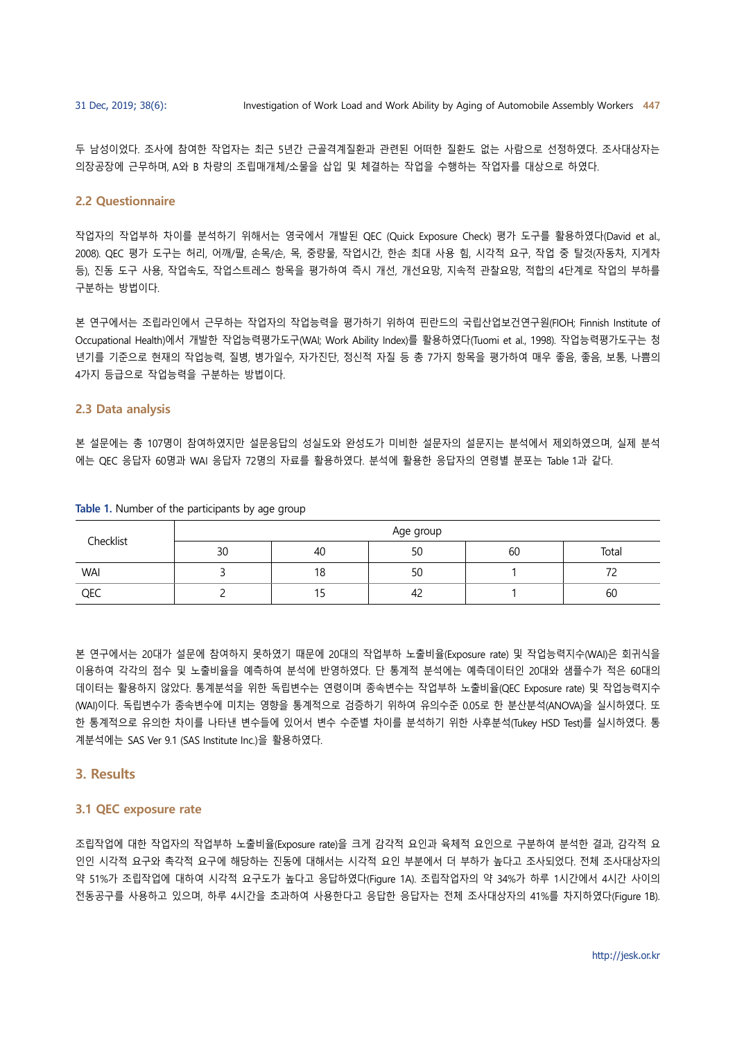두 남성이었다. 조사에 참여한 작업자는 최근 5년간 근골격계질환과 관련된 어떠한 질환도 없는 사람으로 선정하였다. 조사대상자는 의장공장에 근무하며, A와 B 차량의 조립매개체/소물을 삽입 및 체결하는 작업을 수행하는 작업자를 대상으로 하였다.

## 2.2 Questionnaire

작업자의 작업부하 차이를 분석하기 위해서는 영국에서 개발된 QEC (Quick Exposure Check) 평가 도구를 활용하였다(David et al., 2008). QEC 평가 도구는 허리, 어깨/팔, 손목/손, 목, 중량물, 작업시간, 한손 최대 사용 힘, 시각적 요구, 작업 중 탈것(자동차, 지게차 등), 진동 도구 사용, 작업속도, 작업스트레스 항목을 평가하여 즉시 개선, 개선요망, 지속적 관찰요망, 적합의 4단계로 작업의 부하를 구분하는 방법이다.

본 연구에서는 조립라인에서 근무하는 작업자의 작업능력을 평가하기 위하여 핀란드의 국립산업보건연구원(FIOH; Finnish Institute of Occupational Health)에서 개발한 작업능력평가도구(WAI; Work Ability Index)를 활용하였다(Tuomi et al., 1998). 작업능력평가도구는 청년기를 기준으로 현재의 작업능력, 질병, 병가일수, 자가진단, 정신적 자질 등 총 7가지 항목을 평가하여 매우 좋음, 좋음, 보통, 나쁨의 4가지 등급으로 작업능력을 구분하는 방법이다.

## 2.3 Data analysis

본 설문에는 총 107명이 참여하였지만 설문응답의 성실도와 완성도가 미비한 설문자의 설문지는 분석에서 제외하였으며, 실제 분석에는 QEC 응답자 60명과 WAI 응답자 72명의 자료를 활용하였다. 분석에 활용한 응답자의 연령별 분포는 Table 1과 같다.

**Table 1.** Number of the participants by age group

| Checklist | Age group | | | | |
|---|---|---|---|---|---|
| | 30 | 40 | 50 | 60 | Total |
| WAI | 3 | 18 | 50 | 1 | 72 |
| QEC | 2 | 15 | 42 | 1 | 60 |

본 연구에서는 20대가 설문에 참여하지 못하였기 때문에 20대의 작업부하 노출비율(Exposure rate) 및 작업능력지수(WAI)은 회귀식을 이용하여 각각의 점수 및 노출비율을 예측하여 분석에 반영하였다. 단 통계적 분석에는 예측데이터인 20대와 샘플수가 적은 60대의 데이터는 활용하지 않았다. 통계분석을 위한 독립변수는 연령이며 종속변수는 작업부하 노출비율(QEC Exposure rate) 및 작업능력지수(WAI)이다. 독립변수가 종속변수에 미치는 영향을 통계적으로 검증하기 위하여 유의수준 0.05로 한 분산분석(ANOVA)을 실시하였다. 또한 통계적으로 유의한 차이를 나타낸 변수들에 있어서 변수 수준별 차이를 분석하기 위한 사후분석(Tukey HSD Test)를 실시하였다. 통계분석에는 SAS Ver 9.1 (SAS Institute Inc.)을 활용하였다.

# 3. Results

## 3.1 QEC exposure rate

조립작업에 대한 작업자의 작업부하 노출비율(Exposure rate)을 크게 감각적 요인과 육체적 요인으로 구분하여 분석한 결과, 감각적 요인인 시각적 요구와 촉각적 요구에 해당하는 진동에 대해서는 시각적 요인 부분에서 더 부하가 높다고 조사되었다. 전체 조사대상자의 약 51%가 조립작업에 대하여 시각적 요구도가 높다고 응답하였다(Figure 1A). 조립작업자의 약 34%가 하루 1시간에서 4시간 사이의 전동공구를 사용하고 있으며, 하루 4시간을 초과하여 사용한다고 응답한 응답자는 전체 조사대상자의 41%를 차지하였다(Figure 1B).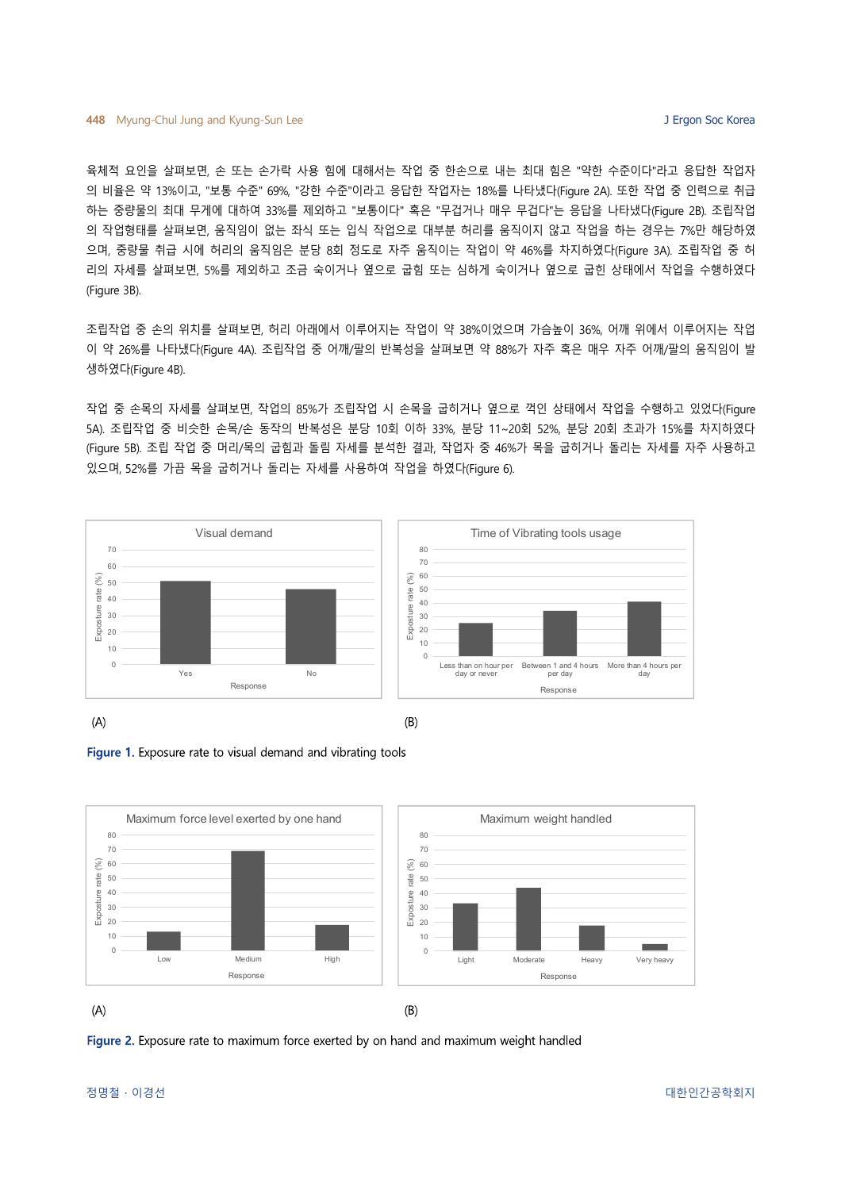육체적 요인을 살펴보면, 손 또는 손가락 사용 힘에 대해서는 작업 중 한손으로 내는 최대 힘은 "약한 수준이다"라고 응답한 작업자의 비율은 약 13%이고, "보통 수준" 69%, "강한 수준"이라고 응답한 작업자는 18%를 나타냈다(Figure 2A). 또한 작업 중 인력으로 취급하는 중량물의 최대 무게에 대하여 33%를 제외하고 "보통이다" 혹은 "무겁거나 매우 무겁다"는 응답을 나타냈다(Figure 2B). 조립작업의 작업형태를 살펴보면, 움직임이 없는 좌식 또는 입식 작업으로 대부분 허리를 움직이지 않고 작업을 하는 경우는 7%만 해당하였으며, 중량물 취급 시에 허리의 움직임은 분당 8회 정도로 자주 움직이는 작업이 약 46%를 차지하였다(Figure 3A). 조립작업 중 허리의 자세를 살펴보면, 5%를 제외하고 조금 숙이거나 옆으로 굽힘 또는 심하게 숙이거나 옆으로 굽힌 상태에서 작업을 수행하였다(Figure 3B).

조립작업 중 손의 위치를 살펴보면, 허리 아래에서 이루어지는 작업이 약 38%이었으며 가슴높이 36%, 어깨 위에서 이루어지는 작업이 약 26%를 나타냈다(Figure 4A). 조립작업 중 어깨/팔의 반복성을 살펴보면 약 88%가 자주 혹은 매우 자주 어깨/팔의 움직임이 발생하였다(Figure 4B).

작업 중 손목의 자세를 살펴보면, 작업의 85%가 조립작업 시 손목을 굽히거나 옆으로 꺽인 상태에서 작업을 수행하고 있었다(Figure 5A). 조립작업 중 비슷한 손목/손 동작의 반복성은 분당 10회 이하 33%, 분당 11~20회 52%, 분당 20회 초과가 15%를 차지하였다(Figure 5B). 조립 작업 중 머리/목의 굽힘과 돌림 자세를 분석한 결과, 작업자 중 46%가 목을 굽히거나 돌리는 자세를 자주 사용하고 있으며, 52%를 가끔 목을 굽히거나 돌리는 자세를 사용하여 작업을 하였다(Figure 6).

Figure 1. Exposure rate to visual demand and vibrating tools

Figure 2. Exposure rate to maximum force exerted by on hand and maximum weight handled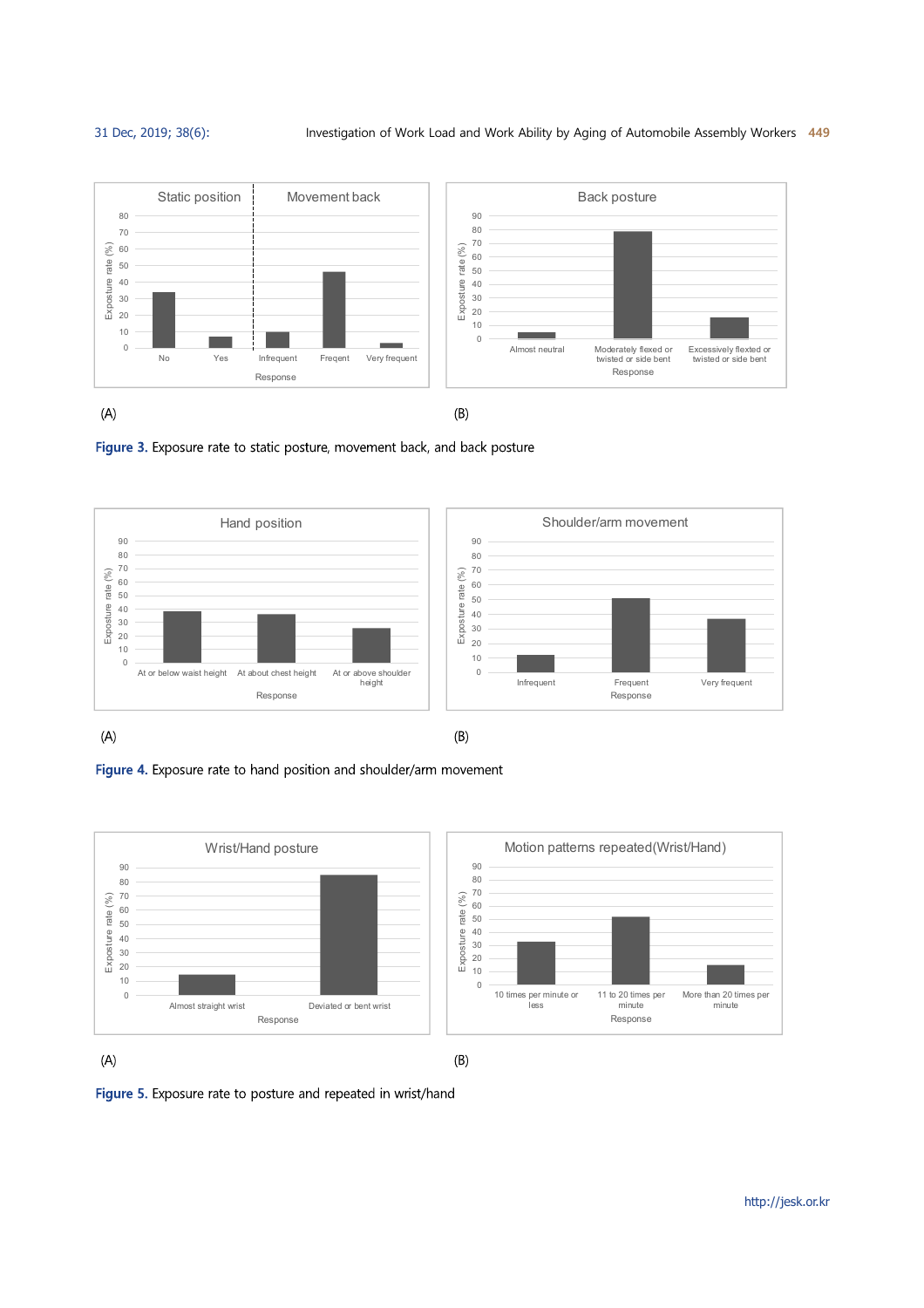Static position | Movement back

Exposure rate (%)

Response: No, Yes, Infrequent, Freqent, Very frequent

(A)

Back posture

Exposure rate (%)

Response: Almost neutral, Moderately flexed or twisted or side bent, Excessively flexted or twisted or side bent

(B)

Figure 3. Exposure rate to static posture, movement back, and back posture

Hand position

Exposure rate (%)

Response: At or below waist height, At about chest height, At or above shoulder height

(A)

Shoulder/arm movement

Exposure rate (%)

Response: Infrequent, Frequent, Very frequent

(B)

Figure 4. Exposure rate to hand position and shoulder/arm movement

Wrist/Hand posture

Exposure rate (%)

Response: Almost straight wrist, Deviated or bent wrist

(A)

Motion patterns repeated(Wrist/Hand)

Exposure rate (%)

Response: 10 times per minute or less, 11 to 20 times per minute, More than 20 times per minute

(B)

Figure 5. Exposure rate to posture and repeated in wrist/hand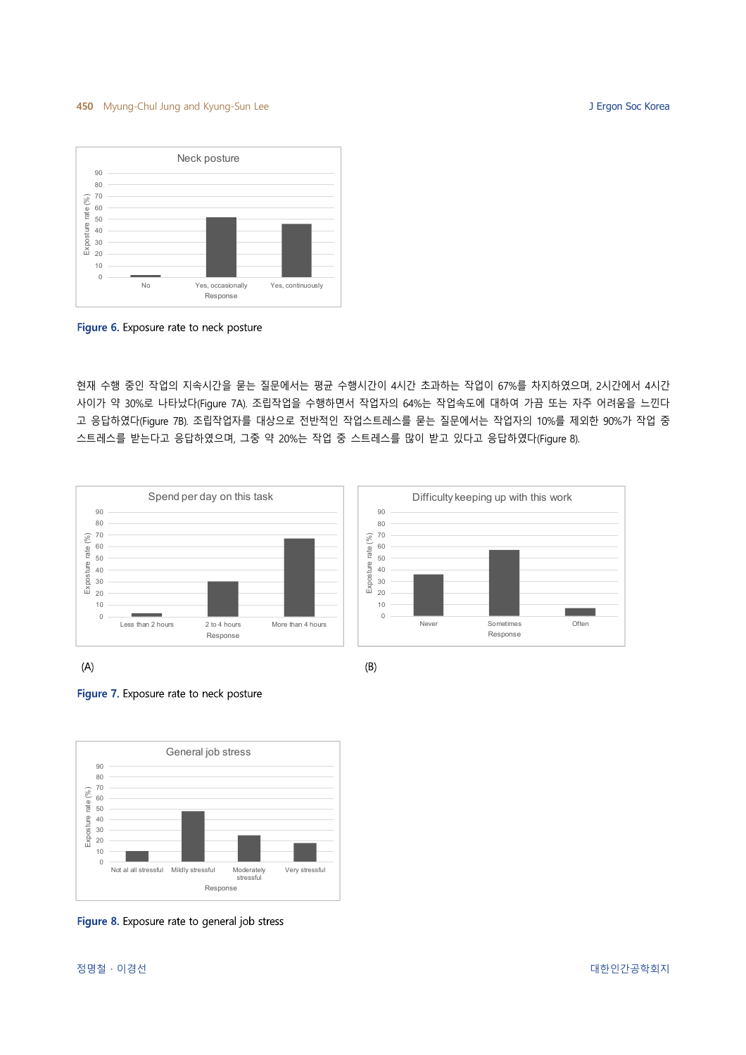Figure 6. Exposure rate to neck posture

현재 수행 중인 작업의 지속시간을 묻는 질문에서는 평균 수행시간이 4시간 초과하는 작업이 67%를 차지하였으며, 2시간에서 4시간 사이가 약 30%로 나타났다(Figure 7A). 조립작업을 수행하면서 작업자의 64%는 작업속도에 대하여 가끔 또는 자주 어려움을 느낀다고 응답하였다(Figure 7B). 조립작업자를 대상으로 전반적인 작업스트레스를 묻는 질문에서는 작업자의 10%를 제외한 90%가 작업 중 스트레스를 받는다고 응답하였으며, 그중 약 20%는 작업 중 스트레스를 많이 받고 있다고 응답하였다(Figure 8).

(A)

(B)

Figure 7. Exposure rate to neck posture

Figure 8. Exposure rate to general job stress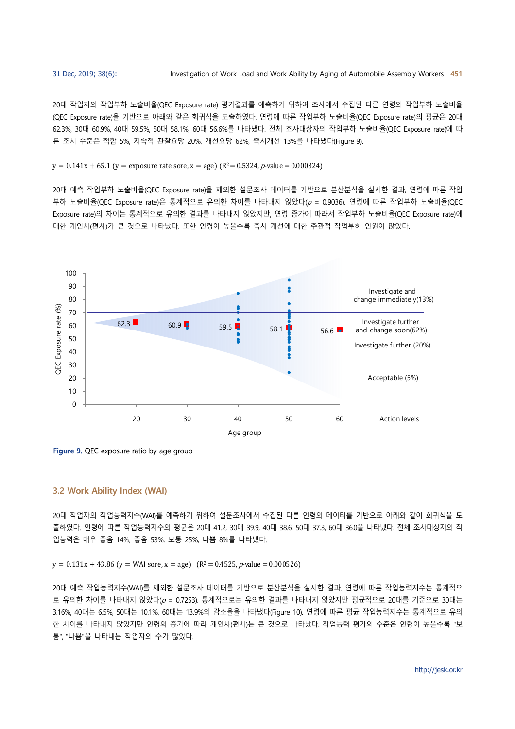20대 작업자의 작업부하 노출비율(QEC Exposure rate) 평가결과를 예측하기 위하여 조사에서 수집된 다른 연령의 작업부하 노출비율(QEC Exposure rate)을 기반으로 아래와 같은 회귀식을 도출하였다. 연령에 따른 작업부하 노출비율(QEC Exposure rate)의 평균은 20대 62.3%, 30대 60.9%, 40대 59.5%, 50대 58.1%, 60대 56.6%를 나타냈다. 전체 조사대상자의 작업부하 노출비율(QEC Exposure rate)에 따른 조치 수준은 적합 5%, 지속적 관찰요망 20%, 개선요망 62%, 즉시개선 13%를 나타냈다(Figure 9).

$y = 0.141x + 65.1$ (y = exposure rate sore, x = age) ($R^2 = 0.5324$, $p$-value = 0.000324)

20대 예측 작업부하 노출비율(QEC Exposure rate)을 제외한 설문조사 데이터를 기반으로 분산분석을 실시한 결과, 연령에 따른 작업부하 노출비율(QEC Exposure rate)은 통계적으로 유의한 차이를 나타내지 않았다($p$ = 0.9036). 연령에 따른 작업부하 노출비율(QEC Exposure rate)의 차이는 통계적으로 유의한 결과를 나타내지 않았지만, 연령 증가에 따라서 작업부하 노출비율(QEC Exposure rate)에 대한 개인차(편차)가 큰 것으로 나타났다. 또한 연령이 높을수록 즉시 개선에 대한 주관적 작업부하 인원이 많았다.

**Figure 9.** QEC exposure ratio by age group

## 3.2 Work Ability Index (WAI)

20대 작업자의 작업능력지수(WAI)를 예측하기 위하여 설문조사에서 수집된 다른 연령의 데이터를 기반으로 아래와 같이 회귀식을 도출하였다. 연령에 따른 작업능력지수의 평균은 20대 41.2, 30대 39.9, 40대 38.6, 50대 37.3, 60대 36.0을 나타냈다. 전체 조사대상자의 작업능력은 매우 좋음 14%, 좋음 53%, 보통 25%, 나쁨 8%를 나타냈다.

$y = 0.131x + 43.86$ (y = WAI sore, x = age) ($R^2 = 0.4525$, $p$-value = 0.000526)

20대 예측 작업능력지수(WAI)를 제외한 설문조사 데이터를 기반으로 분산분석을 실시한 결과, 연령에 따른 작업능력지수는 통계적으로 유의한 차이를 나타내지 않았다($p$ = 0.7253). 통계적으로는 유의한 결과를 나타내지 않았지만 평균적으로 20대를 기준으로 30대는 3.16%, 40대는 6.5%, 50대는 10.1%, 60대는 13.9%의 감소율을 나타냈다(Figure 10). 연령에 따른 평균 작업능력지수는 통계적으로 유의한 차이를 나타내지 않았지만 연령의 증가에 따라 개인차(편차)는 큰 것으로 나타났다. 작업능력 평가의 수준은 연령이 높을수록 "보통", "나쁨"을 나타내는 작업자의 수가 많았다.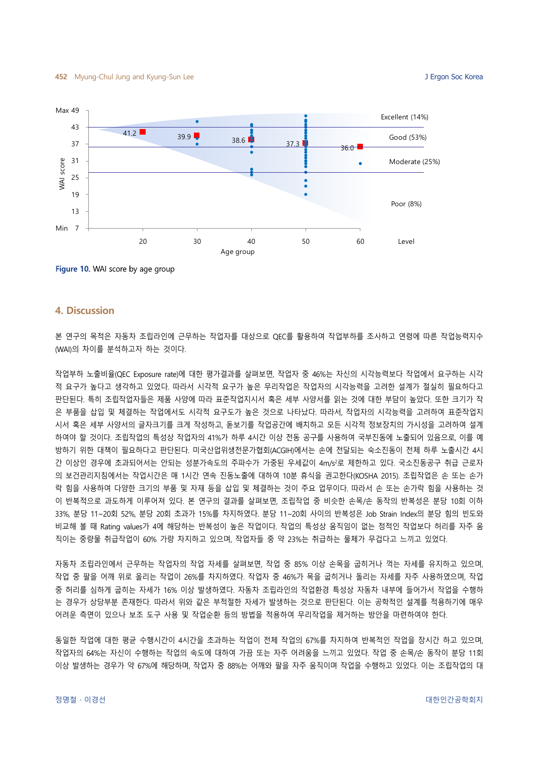Figure 10. WAI score by age group

## 4. Discussion

본 연구의 목적은 자동차 조립라인에 근무하는 작업자를 대상으로 QEC를 활용하여 작업부하를 조사하고 연령에 따른 작업능력지수(WAI)의 차이를 분석하고자 하는 것이다.

작업부하 노출비율(QEC Exposure rate)에 대한 평가결과를 살펴보면, 작업자 중 46%는 자신의 시각능력보다 작업에서 요구하는 시각적 요구가 높다고 생각하고 있었다. 따라서 시각적 요구가 높은 무리작업은 작업자의 시각능력을 고려한 설계가 절실히 필요하다고 판단된다. 특히 조립작업자들은 제품 사양에 따라 표준작업지시서 혹은 세부 사양서를 읽는 것에 대한 부담이 높았다. 또한 크기가 작은 부품을 삽입 및 체결하는 작업에서도 시각적 요구도가 높은 것으로 나타났다. 따라서, 작업자의 시각능력을 고려하여 표준작업지시서 혹은 세부 사양서의 글자크기를 크게 작성하고, 돋보기를 작업공간에 배치하고 모든 시각적 정보장치의 가시성을 고려하여 설계하여야 할 것이다. 조립작업의 특성상 작업자의 41%가 하루 4시간 이상 전동 공구를 사용하여 국부진동에 노출되어 있음으로, 이를 예방하기 위한 대책이 필요하다고 판단된다. 미국산업위생전문가협회(ACGIH)에서는 손에 전달되는 숙소진동이 전체 하루 노출시간 4시간 이상인 경우에 초과되어서는 안되는 성분가속도의 주파수가 가중된 우세값이 $4m/s^2$로 제한하고 있다. 국소진동공구 취급 근로자의 보건관리지침에서는 작업시간은 매 1시간 연속 진동노출에 대하여 10분 휴식을 권고한다(KOSHA 2015). 조립작업은 손 또는 손가락 힘을 사용하여 다양한 크기의 부품 및 자재 등을 삽입 및 체결하는 것이 주요 업무이다. 따라서 손 또는 손가락 힘을 사용하는 것이 반복적으로 과도하게 이루어져 있다. 본 연구의 결과를 살펴보면, 조립작업 중 비슷한 손목/손 동작의 반복성은 분당 10회 이하 33%, 분당 11~20회 52%, 분당 20회 초과가 15%를 차지하였다. 분당 11~20회 사이의 반복성은 Job Strain Index의 분당 힘의 빈도와 비교해 볼 때 Rating values가 4에 해당하는 반복성이 높은 작업이다. 작업의 특성상 움직임이 없는 정적인 작업보다 허리를 자주 움직이는 중량물 취급작업이 60% 가량 차지하고 있으며, 작업자들 중 약 23%는 취급하는 물체가 무겁다고 느끼고 있었다.

자동차 조립라인에서 근무하는 작업자의 작업 자세를 살펴보면, 작업 중 85% 이상 손목을 굽히거나 꺾는 자세를 유지하고 있으며, 작업 중 팔을 어깨 위로 올리는 작업이 26%를 차지하였다. 작업자 중 46%가 목을 굽히거나 돌리는 자세를 자주 사용하였으며, 작업 중 허리를 심하게 굽히는 자세가 16% 이상 발생하였다. 자동차 조립라인의 작업환경 특성상 자동차 내부에 들어가서 작업을 수행하는 경우가 상당부분 존재한다. 따라서 위와 같은 부적절한 자세가 발생하는 것으로 판단된다. 이는 공학적인 설계를 적용하기에 매우 어려운 측면이 있으나 보조 도구 사용 및 작업순환 등의 방법을 적용하여 무리작업을 제거하는 방안을 마련하여야 한다.

동일한 작업에 대한 평균 수행시간이 4시간을 초과하는 작업이 전체 작업의 67%를 차지하여 반복적인 작업을 장시간 하고 있으며, 작업자의 64%는 자신이 수행하는 작업의 속도에 대하여 가끔 또는 자주 어려움을 느끼고 있었다. 작업 중 손목/손 동작이 분당 11회 이상 발생하는 경우가 약 67%에 해당하며, 작업자 중 88%는 어깨와 팔을 자주 움직이며 작업을 수행하고 있었다. 이는 조립작업의 대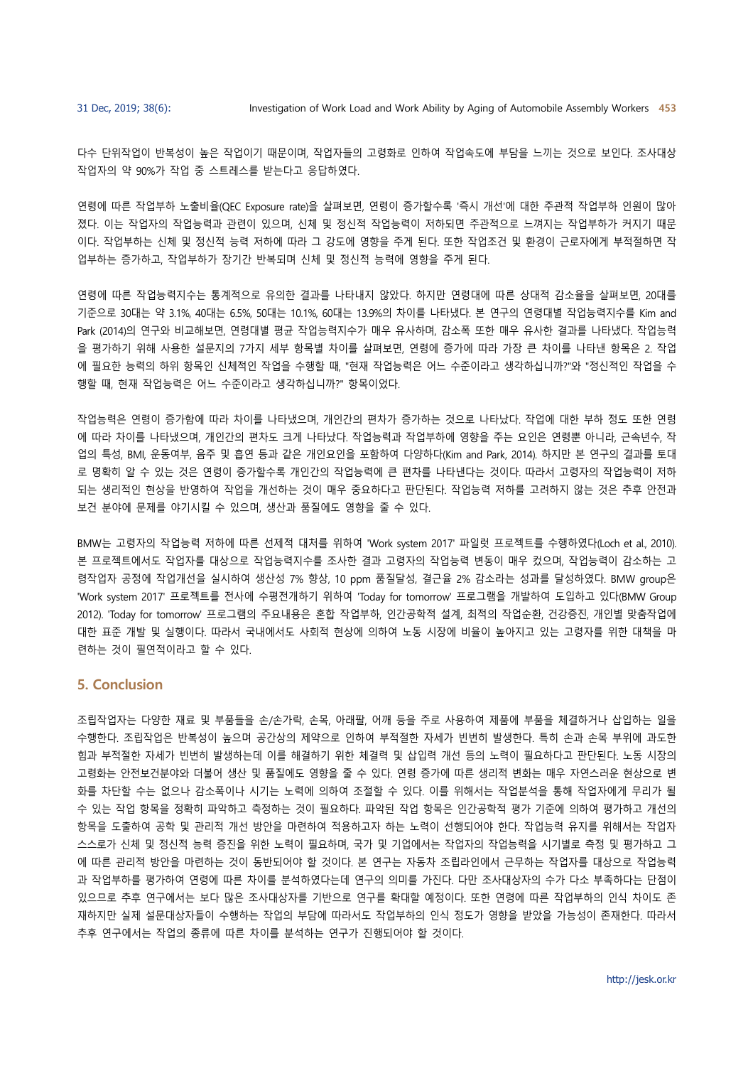다수 단위작업이 반복성이 높은 작업이기 때문이며, 작업자들의 고령화로 인하여 작업속도에 부담을 느끼는 것으로 보인다. 조사대상 작업자의 약 90%가 작업 중 스트레스를 받는다고 응답하였다.

연령에 따른 작업부하 노출비율(QEC Exposure rate)을 살펴보면, 연령이 증가할수록 '즉시 개선'에 대한 주관적 작업부하 인원이 많아졌다. 이는 작업자의 작업능력과 관련이 있으며, 신체 및 정신적 작업능력이 저하되면 주관적으로 느껴지는 작업부하가 커지기 때문이다. 작업부하는 신체 및 정신적 능력 저하에 따라 그 강도에 영향을 주게 된다. 또한 작업조건 및 환경이 근로자에게 부적절하면 작업부하는 증가하고, 작업부하가 장기간 반복되며 신체 및 정신적 능력에 영향을 주게 된다.

연령에 따른 작업능력지수는 통계적으로 유의한 결과를 나타내지 않았다. 하지만 연령대에 따른 상대적 감소율을 살펴보면, 20대를 기준으로 30대는 약 3.1%, 40대는 6.5%, 50대는 10.1%, 60대는 13.9%의 차이를 나타냈다. 본 연구의 연령대별 작업능력지수를 Kim and Park (2014)의 연구와 비교해보면, 연령대별 평균 작업능력지수가 매우 유사하며, 감소폭 또한 매우 유사한 결과를 나타냈다. 작업능력을 평가하기 위해 사용한 설문지의 7가지 세부 항목별 차이를 살펴보면, 연령에 증가에 따라 가장 큰 차이를 나타낸 항목은 2. 작업에 필요한 능력의 하위 항목인 신체적인 작업을 수행할 때, "현재 작업능력은 어느 수준이라고 생각하십니까?"와 "정신적인 작업을 수행할 때, 현재 작업능력은 어느 수준이라고 생각하십니까?" 항목이었다.

작업능력은 연령이 증가함에 따라 차이를 나타냈으며, 개인간의 편차가 증가하는 것으로 나타났다. 작업에 대한 부하 정도 또한 연령에 따라 차이를 나타냈으며, 개인간의 편차도 크게 나타났다. 작업능력과 작업부하에 영향을 주는 요인은 연령뿐 아니라, 근속년수, 작업의 특성, BMI, 운동여부, 음주 및 흡연 등과 같은 개인요인을 포함하여 다양하다(Kim and Park, 2014). 하지만 본 연구의 결과를 토대로 명확히 알 수 있는 것은 연령이 증가할수록 개인간의 작업능력에 큰 편차를 나타낸다는 것이다. 따라서 고령자의 작업능력이 저하되는 생리적인 현상을 반영하여 작업을 개선하는 것이 매우 중요하다고 판단된다. 작업능력 저하를 고려하지 않는 것은 추후 안전과 보건 분야에 문제를 야기시킬 수 있으며, 생산과 품질에도 영향을 줄 수 있다.

BMW는 고령자의 작업능력 저하에 따른 선제적 대처를 위하여 'Work system 2017' 파일럿 프로젝트를 수행하였다(Loch et al., 2010). 본 프로젝트에서도 작업자를 대상으로 작업능력지수를 조사한 결과 고령자의 작업능력 변동이 매우 컸으며, 작업능력이 감소하는 고령작업자 공정에 작업개선을 실시하여 생산성 7% 향상, 10 ppm 품질달성, 결근율 2% 감소라는 성과를 달성하였다. BMW group은 'Work system 2017' 프로젝트를 전사에 수평전개하기 위하여 'Today for tomorrow' 프로그램을 개발하여 도입하고 있다(BMW Group 2012). 'Today for tomorrow' 프로그램의 주요내용은 혼합 작업부하, 인간공학적 설계, 최적의 작업순환, 건강증진, 개인별 맞춤작업에 대한 표준 개발 및 실행이다. 따라서 국내에서도 사회적 현상에 의하여 노동 시장에 비율이 높아지고 있는 고령자를 위한 대책을 마련하는 것이 필연적이라고 할 수 있다.

## 5. Conclusion

조립작업자는 다양한 재료 및 부품들을 손/손가락, 손목, 아래팔, 어깨 등을 주로 사용하여 제품에 부품을 체결하거나 삽입하는 일을 수행한다. 조립작업은 반복성이 높으며 공간상의 제약으로 인하여 부적절한 자세가 빈번히 발생한다. 특히 손과 손목 부위에 과도한 힘과 부적절한 자세가 빈번히 발생하는데 이를 해결하기 위한 체결력 및 삽입력 개선 등의 노력이 필요하다고 판단된다. 노동 시장의 고령화는 안전보건분야와 더불어 생산 및 품질에도 영향을 줄 수 있다. 연령 증가에 따른 생리적 변화는 매우 자연스러운 현상으로 변화를 차단할 수는 없으나 감소폭이나 시기는 노력에 의하여 조절할 수 있다. 이를 위해서는 작업분석을 통해 작업자에게 무리가 될 수 있는 작업 항목을 정확히 파악하고 측정하는 것이 필요하다. 파악된 작업 항목은 인간공학적 평가 기준에 의하여 평가하고 개선의 항목을 도출하여 공학 및 관리적 개선 방안을 마련하여 적용하고자 하는 노력이 선행되어야 한다. 작업능력 유지를 위해서는 작업자 스스로가 신체 및 정신적 능력 증진을 위한 노력이 필요하며, 국가 및 기업에서는 작업자의 작업능력을 시기별로 측정 및 평가하고 그에 따른 관리적 방안을 마련하는 것이 동반되어야 할 것이다. 본 연구는 자동차 조립라인에서 근무하는 작업자를 대상으로 작업능력과 작업부하를 평가하여 연령에 따른 차이를 분석하였다는데 연구의 의미를 가진다. 다만 조사대상자의 수가 다소 부족하다는 단점이 있으므로 추후 연구에서는 보다 많은 조사대상자를 기반으로 연구를 확대할 예정이다. 또한 연령에 따른 작업부하의 인식 차이도 존재하지만 실제 설문대상자들이 수행하는 작업의 부담에 따라서도 작업부하의 인식 정도가 영향을 받았을 가능성이 존재한다. 따라서 추후 연구에서는 작업의 종류에 따른 차이를 분석하는 연구가 진행되어야 할 것이다.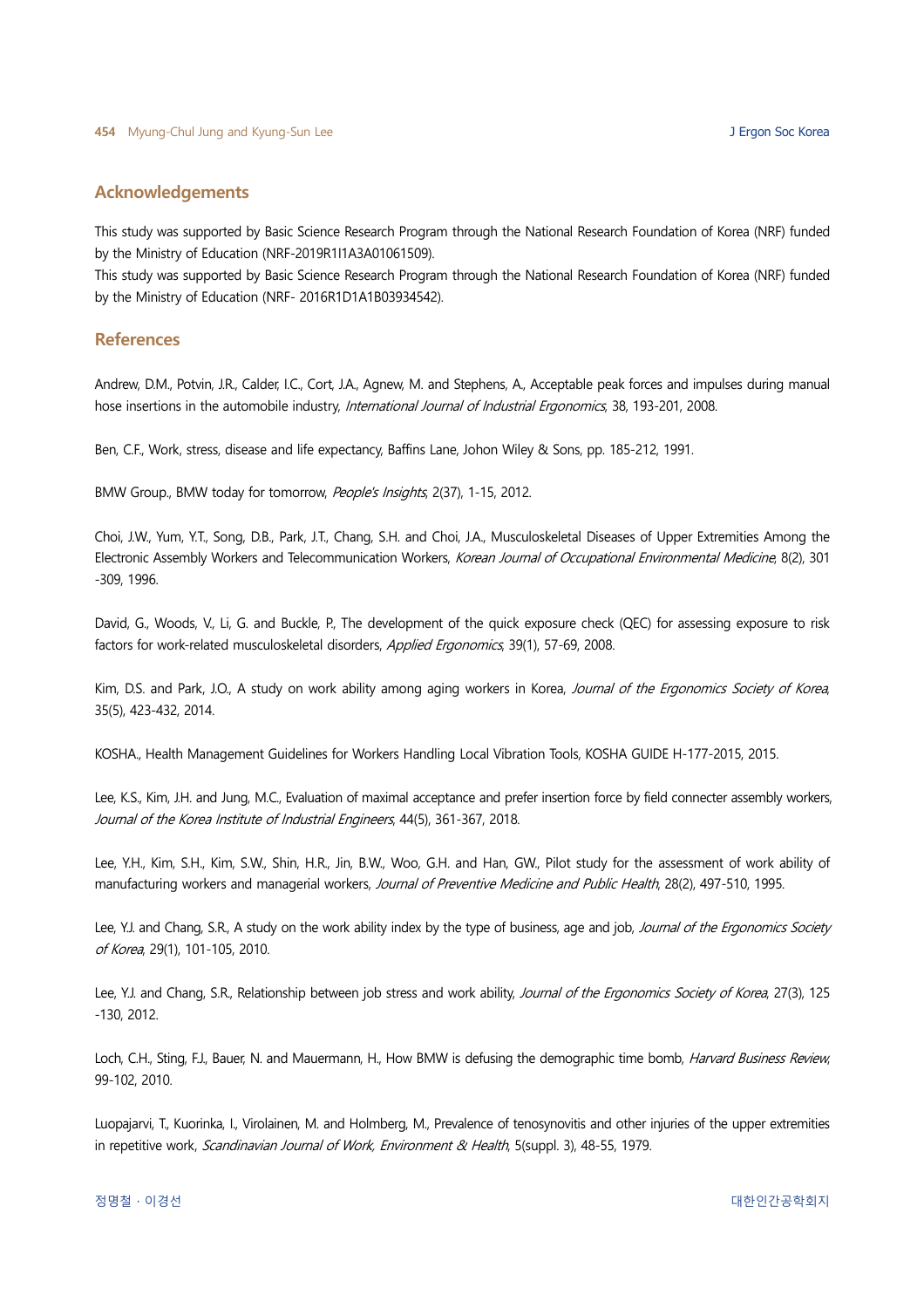## Acknowledgements

This study was supported by Basic Science Research Program through the National Research Foundation of Korea (NRF) funded by the Ministry of Education (NRF-2019R1I1A3A01061509).

This study was supported by Basic Science Research Program through the National Research Foundation of Korea (NRF) funded by the Ministry of Education (NRF- 2016R1D1A1B03934542).

## References

Andrew, D.M., Potvin, J.R., Calder, I.C., Cort, J.A., Agnew, M. and Stephens, A., Acceptable peak forces and impulses during manual hose insertions in the automobile industry, *International Journal of Industrial Ergonomics*, 38, 193-201, 2008.

Ben, C.F., Work, stress, disease and life expectancy, Baffins Lane, Johon Wiley & Sons, pp. 185-212, 1991.

BMW Group., BMW today for tomorrow, *People's Insights*, 2(37), 1-15, 2012.

Choi, J.W., Yum, Y.T., Song, D.B., Park, J.T., Chang, S.H. and Choi, J.A., Musculoskeletal Diseases of Upper Extremities Among the Electronic Assembly Workers and Telecommunication Workers, *Korean Journal of Occupational Environmental Medicine*, 8(2), 301 -309, 1996.

David, G., Woods, V., Li, G. and Buckle, P., The development of the quick exposure check (QEC) for assessing exposure to risk factors for work-related musculoskeletal disorders, *Applied Ergonomics*, 39(1), 57-69, 2008.

Kim, D.S. and Park, J.O., A study on work ability among aging workers in Korea, *Journal of the Ergonomics Society of Korea*, 35(5), 423-432, 2014.

KOSHA., Health Management Guidelines for Workers Handling Local Vibration Tools, KOSHA GUIDE H-177-2015, 2015.

Lee, K.S., Kim, J.H. and Jung, M.C., Evaluation of maximal acceptance and prefer insertion force by field connecter assembly workers, *Journal of the Korea Institute of Industrial Engineers*, 44(5), 361-367, 2018.

Lee, Y.H., Kim, S.H., Kim, S.W., Shin, H.R., Jin, B.W., Woo, G.H. and Han, GW., Pilot study for the assessment of work ability of manufacturing workers and managerial workers, *Journal of Preventive Medicine and Public Health*, 28(2), 497-510, 1995.

Lee, Y.J. and Chang, S.R., A study on the work ability index by the type of business, age and job, *Journal of the Ergonomics Society of Korea*, 29(1), 101-105, 2010.

Lee, Y.J. and Chang, S.R., Relationship between job stress and work ability, *Journal of the Ergonomics Society of Korea*, 27(3), 125 -130, 2012.

Loch, C.H., Sting, F.J., Bauer, N. and Mauermann, H., How BMW is defusing the demographic time bomb, *Harvard Business Review*, 99-102, 2010.

Luopajarvi, T., Kuorinka, I., Virolainen, M. and Holmberg, M., Prevalence of tenosynovitis and other injuries of the upper extremities in repetitive work, *Scandinavian Journal of Work, Environment & Health*, 5(suppl. 3), 48-55, 1979.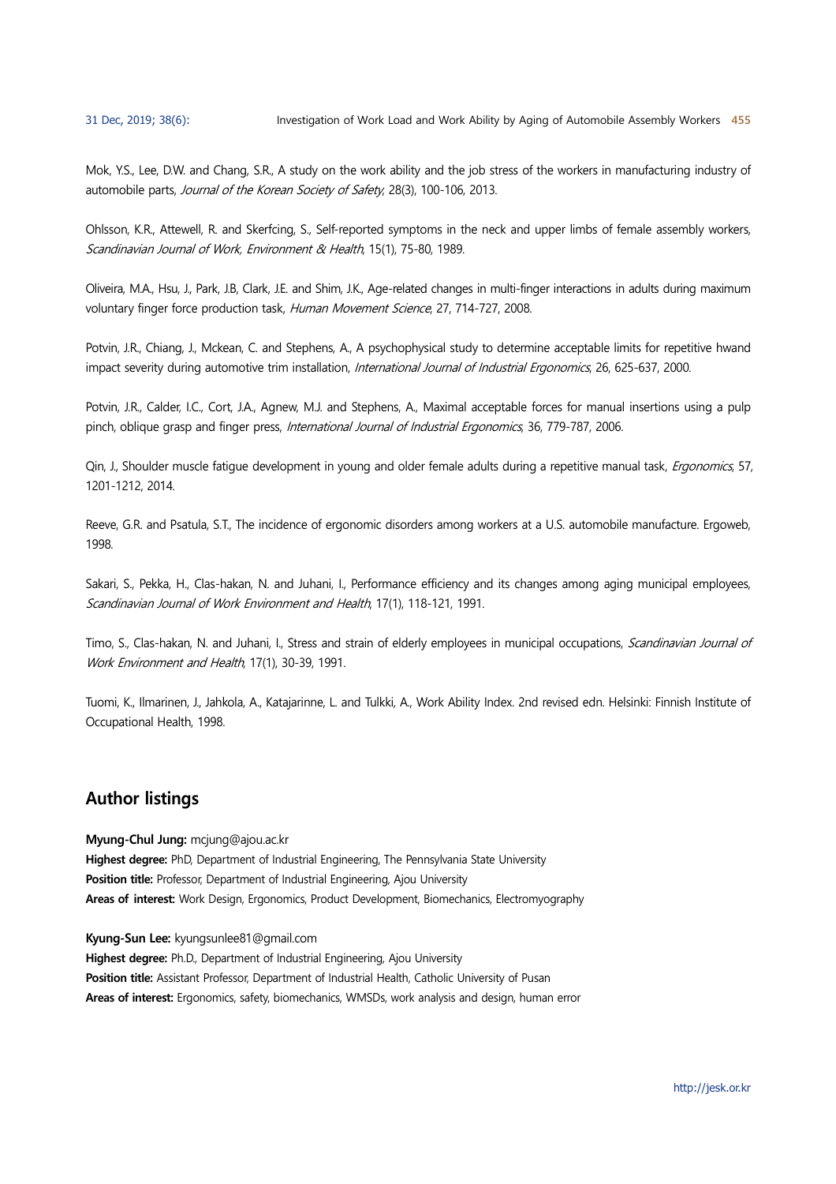Mok, Y.S., Lee, D.W. and Chang, S.R., A study on the work ability and the job stress of the workers in manufacturing industry of automobile parts, *Journal of the Korean Society of Safety*, 28(3), 100-106, 2013.

Ohlsson, K.R., Attewell, R. and Skerfcing, S., Self-reported symptoms in the neck and upper limbs of female assembly workers, *Scandinavian Journal of Work, Environment & Health*, 15(1), 75-80, 1989.

Oliveira, M.A., Hsu, J., Park, J.B, Clark, J.E. and Shim, J.K., Age-related changes in multi-finger interactions in adults during maximum voluntary finger force production task, *Human Movement Science*, 27, 714-727, 2008.

Potvin, J.R., Chiang, J., Mckean, C. and Stephens, A., A psychophysical study to determine acceptable limits for repetitive hwand impact severity during automotive trim installation, *International Journal of Industrial Ergonomics*, 26, 625-637, 2000.

Potvin, J.R., Calder, I.C., Cort, J.A., Agnew, M.J. and Stephens, A., Maximal acceptable forces for manual insertions using a pulp pinch, oblique grasp and finger press, *International Journal of Industrial Ergonomics*, 36, 779-787, 2006.

Qin, J., Shoulder muscle fatigue development in young and older female adults during a repetitive manual task, *Ergonomics*, 57, 1201-1212, 2014.

Reeve, G.R. and Psatula, S.T., The incidence of ergonomic disorders among workers at a U.S. automobile manufacture. Ergoweb, 1998.

Sakari, S., Pekka, H., Clas-hakan, N. and Juhani, I., Performance efficiency and its changes among aging municipal employees, *Scandinavian Journal of Work Environment and Health*, 17(1), 118-121, 1991.

Timo, S., Clas-hakan, N. and Juhani, I., Stress and strain of elderly employees in municipal occupations, *Scandinavian Journal of Work Environment and Health*, 17(1), 30-39, 1991.

Tuomi, K., Ilmarinen, J., Jahkola, A., Katajarinne, L. and Tulkki, A., Work Ability Index. 2nd revised edn. Helsinki: Finnish Institute of Occupational Health, 1998.

## Author listings

**Myung-Chul Jung:** mcjung@ajou.ac.kr
**Highest degree:** PhD, Department of Industrial Engineering, The Pennsylvania State University
**Position title:** Professor, Department of Industrial Engineering, Ajou University
**Areas of interest:** Work Design, Ergonomics, Product Development, Biomechanics, Electromyography

**Kyung-Sun Lee:** kyungsunlee81@gmail.com
**Highest degree:** Ph.D., Department of Industrial Engineering, Ajou University
**Position title:** Assistant Professor, Department of Industrial Health, Catholic University of Pusan
**Areas of interest:** Ergonomics, safety, biomechanics, WMSDs, work analysis and design, human error